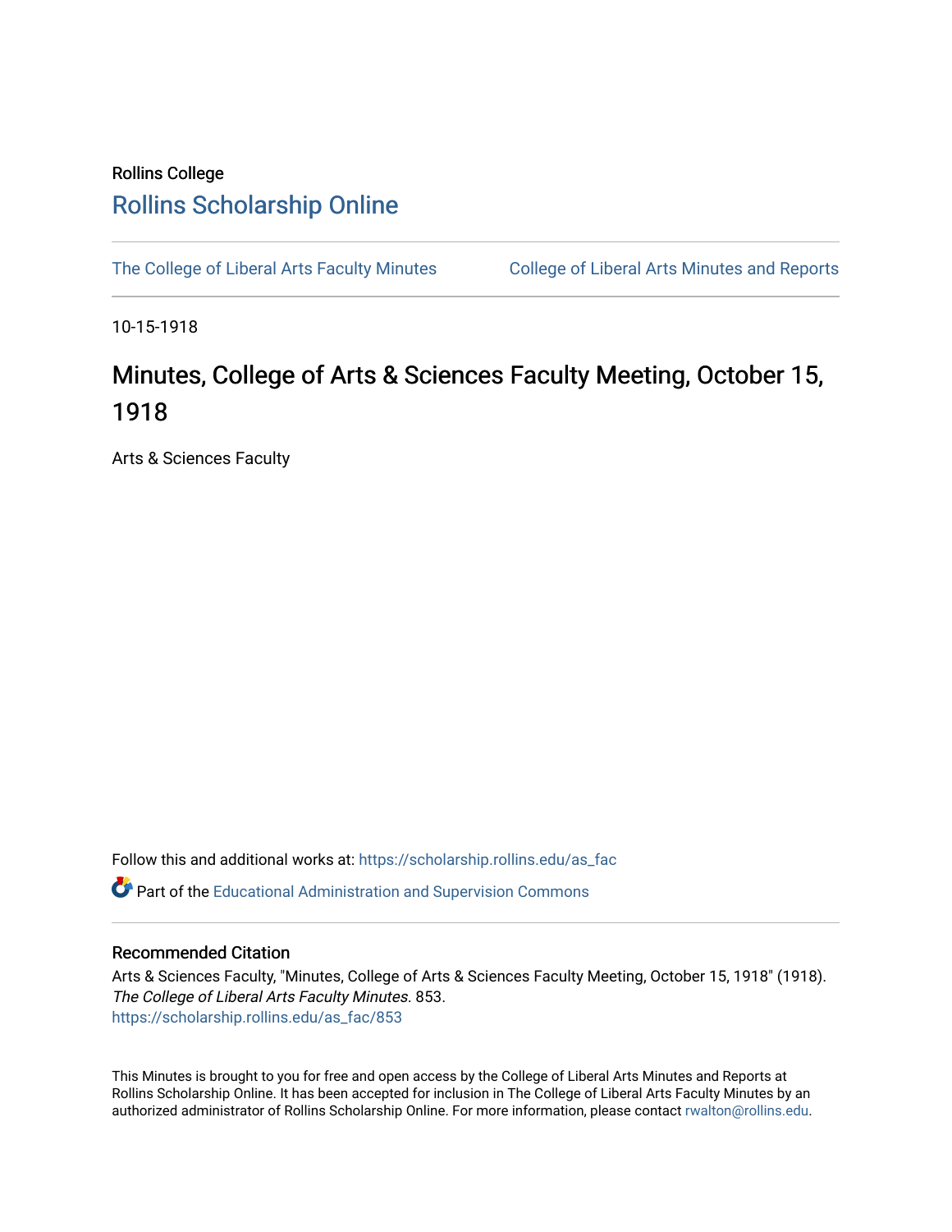Rollins College

# Rollins Scholarship Online

The College of Liberal Arts Faculty Minutes    College of Liberal Arts Minutes and Reports

10-15-1918

## Minutes, College of Arts & Sciences Faculty Meeting, October 15, 1918

Arts & Sciences Faculty

Follow this and additional works at: https://scholarship.rollins.edu/as_fac

Part of the Educational Administration and Supervision Commons

### Recommended Citation

Arts & Sciences Faculty, "Minutes, College of Arts & Sciences Faculty Meeting, October 15, 1918" (1918). *The College of Liberal Arts Faculty Minutes*. 853.
https://scholarship.rollins.edu/as_fac/853

This Minutes is brought to you for free and open access by the College of Liberal Arts Minutes and Reports at Rollins Scholarship Online. It has been accepted for inclusion in The College of Liberal Arts Faculty Minutes by an authorized administrator of Rollins Scholarship Online. For more information, please contact rwalton@rollins.edu.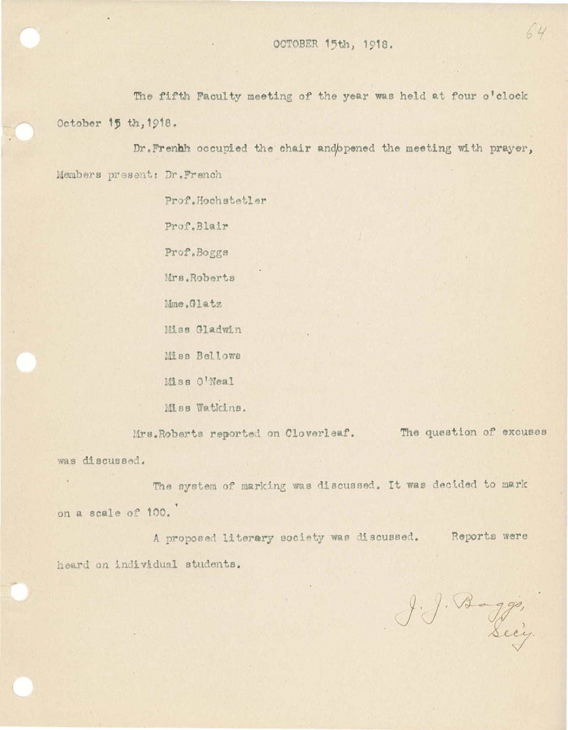OCTOBER 15th, 1918.

The fifth Faculty meeting of the year was held at four o'clock October 15 th, 1918.

Dr. Frenbh occupied the chair and opened the meeting with prayer,

Members present: Dr. French

Prof. Hochstetler

Prof. Blair

Prof. Boggs

Mrs. Roberts

Mme. Glatz

Miss Gladwin

Miss Bellows

Miss O'Neal

Miss Watkins.

Mrs. Roberts reported on Cloverleaf. The question of excuses was discussed.

The system of marking was discussed. It was decided to mark on a scale of 100.

A proposed literary society was discussed. Reports were heard on individual students.

J. J. Boggs,
Secy.